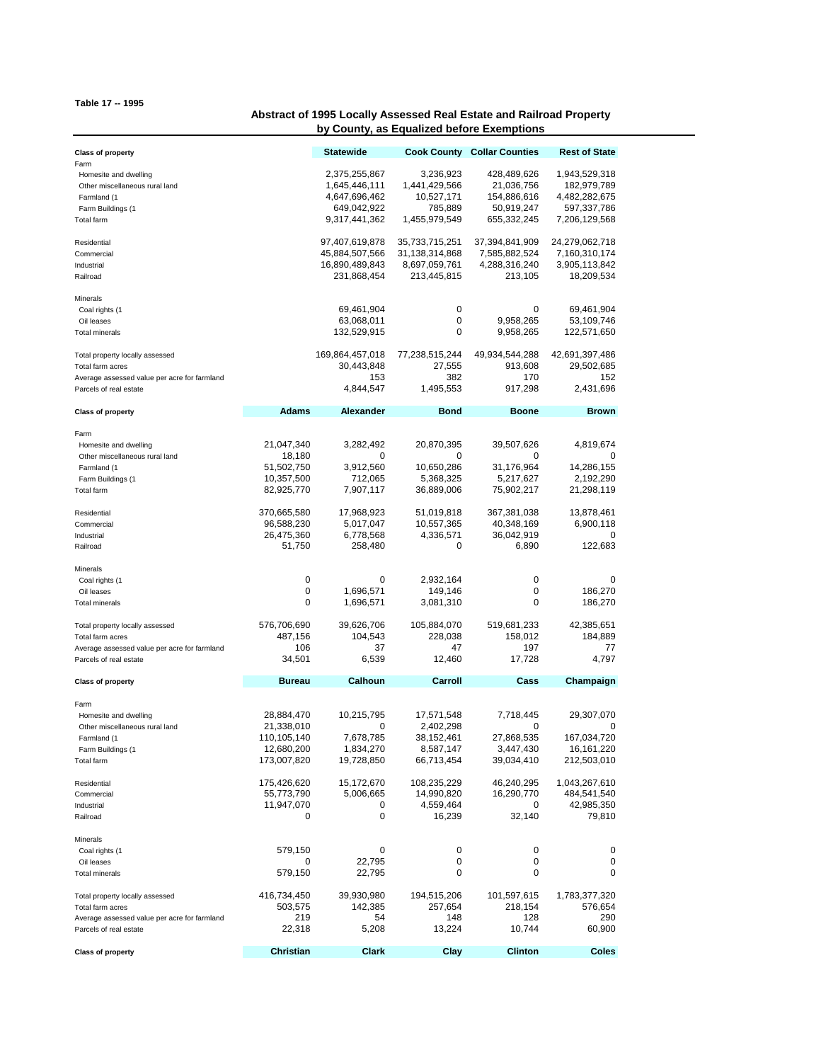Table 17 -- 1995

## Abstract of 1995 Locally Assessed Real Estate and Railroad Property by County, as Equalized before Exemptions

| Class of property | Statewide | Cook County | Collar Counties | Rest of State |
|---|---|---|---|---|
| Farm | | | | |
| Homesite and dwelling | 2,375,255,867 | 3,236,923 | 428,489,626 | 1,943,529,318 |
| Other miscellaneous rural land | 1,645,446,111 | 1,441,429,566 | 21,036,756 | 182,979,789 |
| Farmland (1 | 4,647,696,462 | 10,527,171 | 154,886,616 | 4,482,282,675 |
| Farm Buildings (1 | 649,042,922 | 785,889 | 50,919,247 | 597,337,786 |
| Total farm | 9,317,441,362 | 1,455,979,549 | 655,332,245 | 7,206,129,568 |
| | | | | |
| Residential | 97,407,619,878 | 35,733,715,251 | 37,394,841,909 | 24,279,062,718 |
| Commercial | 45,884,507,566 | 31,138,314,868 | 7,585,882,524 | 7,160,310,174 |
| Industrial | 16,890,489,843 | 8,697,059,761 | 4,288,316,240 | 3,905,113,842 |
| Railroad | 231,868,454 | 213,445,815 | 213,105 | 18,209,534 |
| | | | | |
| Minerals | | | | |
| Coal rights (1 | 69,461,904 | 0 | 0 | 69,461,904 |
| Oil leases | 63,068,011 | 0 | 9,958,265 | 53,109,746 |
| Total minerals | 132,529,915 | 0 | 9,958,265 | 122,571,650 |
| | | | | |
| Total property locally assessed | 169,864,457,018 | 77,238,515,244 | 49,934,544,288 | 42,691,397,486 |
| Total farm acres | 30,443,848 | 27,555 | 913,608 | 29,502,685 |
| Average assessed value per acre for farmland | 153 | 382 | 170 | 152 |
| Parcels of real estate | 4,844,547 | 1,495,553 | 917,298 | 2,431,696 |

| Class of property | Adams | Alexander | Bond | Boone | Brown |
|---|---|---|---|---|---|
| Farm | | | | | |
| Homesite and dwelling | 21,047,340 | 3,282,492 | 20,870,395 | 39,507,626 | 4,819,674 |
| Other miscellaneous rural land | 18,180 | 0 | 0 | 0 | 0 |
| Farmland (1 | 51,502,750 | 3,912,560 | 10,650,286 | 31,176,964 | 14,286,155 |
| Farm Buildings (1 | 10,357,500 | 712,065 | 5,368,325 | 5,217,627 | 2,192,290 |
| Total farm | 82,925,770 | 7,907,117 | 36,889,006 | 75,902,217 | 21,298,119 |
| | | | | | |
| Residential | 370,665,580 | 17,968,923 | 51,019,818 | 367,381,038 | 13,878,461 |
| Commercial | 96,588,230 | 5,017,047 | 10,557,365 | 40,348,169 | 6,900,118 |
| Industrial | 26,475,360 | 6,778,568 | 4,336,571 | 36,042,919 | 0 |
| Railroad | 51,750 | 258,480 | 0 | 6,890 | 122,683 |
| | | | | | |
| Minerals | | | | | |
| Coal rights (1 | 0 | 0 | 2,932,164 | 0 | 0 |
| Oil leases | 0 | 1,696,571 | 149,146 | 0 | 186,270 |
| Total minerals | 0 | 1,696,571 | 3,081,310 | 0 | 186,270 |
| | | | | | |
| Total property locally assessed | 576,706,690 | 39,626,706 | 105,884,070 | 519,681,233 | 42,385,651 |
| Total farm acres | 487,156 | 104,543 | 228,038 | 158,012 | 184,889 |
| Average assessed value per acre for farmland | 106 | 37 | 47 | 197 | 77 |
| Parcels of real estate | 34,501 | 6,539 | 12,460 | 17,728 | 4,797 |

| Class of property | Bureau | Calhoun | Carroll | Cass | Champaign |
|---|---|---|---|---|---|
| Farm | | | | | |
| Homesite and dwelling | 28,884,470 | 10,215,795 | 17,571,548 | 7,718,445 | 29,307,070 |
| Other miscellaneous rural land | 21,338,010 | 0 | 2,402,298 | 0 | 0 |
| Farmland (1 | 110,105,140 | 7,678,785 | 38,152,461 | 27,868,535 | 167,034,720 |
| Farm Buildings (1 | 12,680,200 | 1,834,270 | 8,587,147 | 3,447,430 | 16,161,220 |
| Total farm | 173,007,820 | 19,728,850 | 66,713,454 | 39,034,410 | 212,503,010 |
| | | | | | |
| Residential | 175,426,620 | 15,172,670 | 108,235,229 | 46,240,295 | 1,043,267,610 |
| Commercial | 55,773,790 | 5,006,665 | 14,990,820 | 16,290,770 | 484,541,540 |
| Industrial | 11,947,070 | 0 | 4,559,464 | 0 | 42,985,350 |
| Railroad | 0 | 0 | 16,239 | 32,140 | 79,810 |
| | | | | | |
| Minerals | | | | | |
| Coal rights (1 | 579,150 | 0 | 0 | 0 | 0 |
| Oil leases | 0 | 22,795 | 0 | 0 | 0 |
| Total minerals | 579,150 | 22,795 | 0 | 0 | 0 |
| | | | | | |
| Total property locally assessed | 416,734,450 | 39,930,980 | 194,515,206 | 101,597,615 | 1,783,377,320 |
| Total farm acres | 503,575 | 142,385 | 257,654 | 218,154 | 576,654 |
| Average assessed value per acre for farmland | 219 | 54 | 148 | 128 | 290 |
| Parcels of real estate | 22,318 | 5,208 | 13,224 | 10,744 | 60,900 |

| Class of property | Christian | Clark | Clay | Clinton | Coles |
|---|---|---|---|---|---|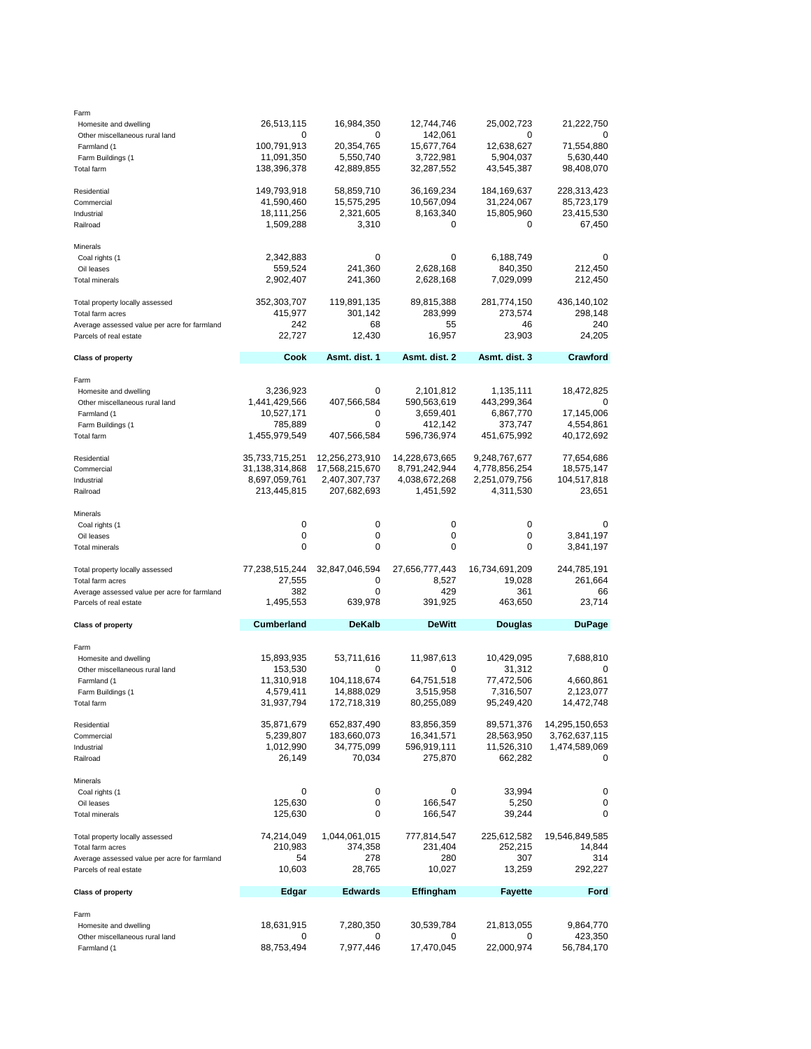| | | | | | |
|---|---|---|---|---|---|
| Farm | | | | | |
| Homesite and dwelling | 26,513,115 | 16,984,350 | 12,744,746 | 25,002,723 | 21,222,750 |
| Other miscellaneous rural land | 0 | 0 | 142,061 | 0 | 0 |
| Farmland (1 | 100,791,913 | 20,354,765 | 15,677,764 | 12,638,627 | 71,554,880 |
| Farm Buildings (1 | 11,091,350 | 5,550,740 | 3,722,981 | 5,904,037 | 5,630,440 |
| Total farm | 138,396,378 | 42,889,855 | 32,287,552 | 43,545,387 | 98,408,070 |
| | | | | | |
| Residential | 149,793,918 | 58,859,710 | 36,169,234 | 184,169,637 | 228,313,423 |
| Commercial | 41,590,460 | 15,575,295 | 10,567,094 | 31,224,067 | 85,723,179 |
| Industrial | 18,111,256 | 2,321,605 | 8,163,340 | 15,805,960 | 23,415,530 |
| Railroad | 1,509,288 | 3,310 | 0 | 0 | 67,450 |
| | | | | | |
| Minerals | | | | | |
| Coal rights (1 | 2,342,883 | 0 | 0 | 6,188,749 | 0 |
| Oil leases | 559,524 | 241,360 | 2,628,168 | 840,350 | 212,450 |
| Total minerals | 2,902,407 | 241,360 | 2,628,168 | 7,029,099 | 212,450 |
| | | | | | |
| Total property locally assessed | 352,303,707 | 119,891,135 | 89,815,388 | 281,774,150 | 436,140,102 |
| Total farm acres | 415,977 | 301,142 | 283,999 | 273,574 | 298,148 |
| Average assessed value per acre for farmland | 242 | 68 | 55 | 46 | 240 |
| Parcels of real estate | 22,727 | 12,430 | 16,957 | 23,903 | 24,205 |

| Class of property | Cook | Asmt. dist. 1 | Asmt. dist. 2 | Asmt. dist. 3 | Crawford |
|---|---|---|---|---|---|
| Farm | | | | | |
| Homesite and dwelling | 3,236,923 | 0 | 2,101,812 | 1,135,111 | 18,472,825 |
| Other miscellaneous rural land | 1,441,429,566 | 407,566,584 | 590,563,619 | 443,299,364 | 0 |
| Farmland (1 | 10,527,171 | 0 | 3,659,401 | 6,867,770 | 17,145,006 |
| Farm Buildings (1 | 785,889 | 0 | 412,142 | 373,747 | 4,554,861 |
| Total farm | 1,455,979,549 | 407,566,584 | 596,736,974 | 451,675,992 | 40,172,692 |
| | | | | | |
| Residential | 35,733,715,251 | 12,256,273,910 | 14,228,673,665 | 9,248,767,677 | 77,654,686 |
| Commercial | 31,138,314,868 | 17,568,215,670 | 8,791,242,944 | 4,778,856,254 | 18,575,147 |
| Industrial | 8,697,059,761 | 2,407,307,737 | 4,038,672,268 | 2,251,079,756 | 104,517,818 |
| Railroad | 213,445,815 | 207,682,693 | 1,451,592 | 4,311,530 | 23,651 |
| | | | | | |
| Minerals | | | | | |
| Coal rights (1 | 0 | 0 | 0 | 0 | 0 |
| Oil leases | 0 | 0 | 0 | 0 | 3,841,197 |
| Total minerals | 0 | 0 | 0 | 0 | 3,841,197 |
| | | | | | |
| Total property locally assessed | 77,238,515,244 | 32,847,046,594 | 27,656,777,443 | 16,734,691,209 | 244,785,191 |
| Total farm acres | 27,555 | 0 | 8,527 | 19,028 | 261,664 |
| Average assessed value per acre for farmland | 382 | 0 | 429 | 361 | 66 |
| Parcels of real estate | 1,495,553 | 639,978 | 391,925 | 463,650 | 23,714 |

| Class of property | Cumberland | DeKalb | DeWitt | Douglas | DuPage |
|---|---|---|---|---|---|
| Farm | | | | | |
| Homesite and dwelling | 15,893,935 | 53,711,616 | 11,987,613 | 10,429,095 | 7,688,810 |
| Other miscellaneous rural land | 153,530 | 0 | 0 | 31,312 | 0 |
| Farmland (1 | 11,310,918 | 104,118,674 | 64,751,518 | 77,472,506 | 4,660,861 |
| Farm Buildings (1 | 4,579,411 | 14,888,029 | 3,515,958 | 7,316,507 | 2,123,077 |
| Total farm | 31,937,794 | 172,718,319 | 80,255,089 | 95,249,420 | 14,472,748 |
| | | | | | |
| Residential | 35,871,679 | 652,837,490 | 83,856,359 | 89,571,376 | 14,295,150,653 |
| Commercial | 5,239,807 | 183,660,073 | 16,341,571 | 28,563,950 | 3,762,637,115 |
| Industrial | 1,012,990 | 34,775,099 | 596,919,111 | 11,526,310 | 1,474,589,069 |
| Railroad | 26,149 | 70,034 | 275,870 | 662,282 | 0 |
| | | | | | |
| Minerals | | | | | |
| Coal rights (1 | 0 | 0 | 0 | 33,994 | 0 |
| Oil leases | 125,630 | 0 | 166,547 | 5,250 | 0 |
| Total minerals | 125,630 | 0 | 166,547 | 39,244 | 0 |
| | | | | | |
| Total property locally assessed | 74,214,049 | 1,044,061,015 | 777,814,547 | 225,612,582 | 19,546,849,585 |
| Total farm acres | 210,983 | 374,358 | 231,404 | 252,215 | 14,844 |
| Average assessed value per acre for farmland | 54 | 278 | 280 | 307 | 314 |
| Parcels of real estate | 10,603 | 28,765 | 10,027 | 13,259 | 292,227 |

| Class of property | Edgar | Edwards | Effingham | Fayette | Ford |
|---|---|---|---|---|---|
| Farm | | | | | |
| Homesite and dwelling | 18,631,915 | 7,280,350 | 30,539,784 | 21,813,055 | 9,864,770 |
| Other miscellaneous rural land | 0 | 0 | 0 | 0 | 423,350 |
| Farmland (1 | 88,753,494 | 7,977,446 | 17,470,045 | 22,000,974 | 56,784,170 |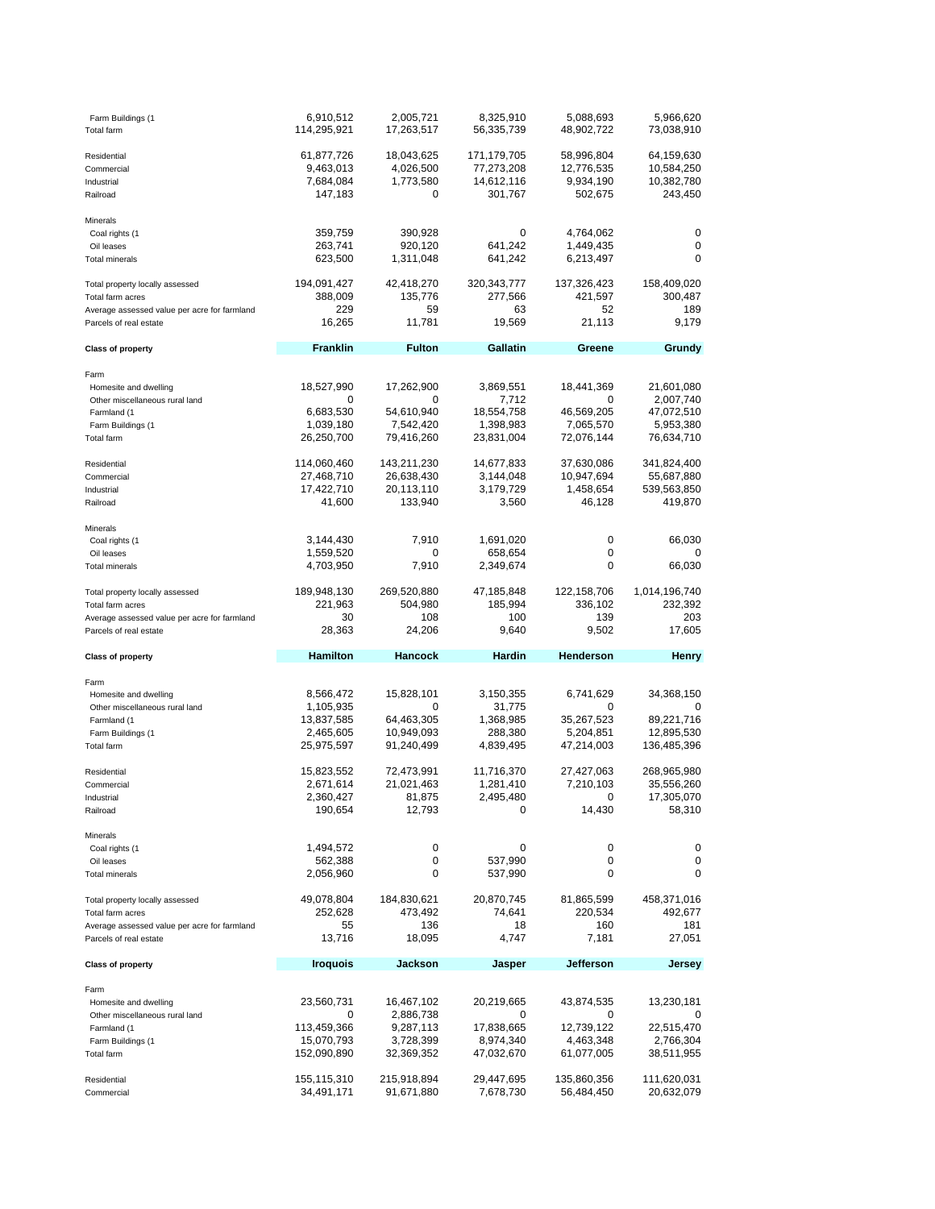| Class of property | | | | | |
|---|---|---|---|---|---|
| Farm Buildings (1 | 6,910,512 | 2,005,721 | 8,325,910 | 5,088,693 | 5,966,620 |
| Total farm | 114,295,921 | 17,263,517 | 56,335,739 | 48,902,722 | 73,038,910 |
| Residential | 61,877,726 | 18,043,625 | 171,179,705 | 58,996,804 | 64,159,630 |
| Commercial | 9,463,013 | 4,026,500 | 77,273,208 | 12,776,535 | 10,584,250 |
| Industrial | 7,684,084 | 1,773,580 | 14,612,116 | 9,934,190 | 10,382,780 |
| Railroad | 147,183 | 0 | 301,767 | 502,675 | 243,450 |
| Minerals | | | | | |
| Coal rights (1 | 359,759 | 390,928 | 0 | 4,764,062 | 0 |
| Oil leases | 263,741 | 920,120 | 641,242 | 1,449,435 | 0 |
| Total minerals | 623,500 | 1,311,048 | 641,242 | 6,213,497 | 0 |
| Total property locally assessed | 194,091,427 | 42,418,270 | 320,343,777 | 137,326,423 | 158,409,020 |
| Total farm acres | 388,009 | 135,776 | 277,566 | 421,597 | 300,487 |
| Average assessed value per acre for farmland | 229 | 59 | 63 | 52 | 189 |
| Parcels of real estate | 16,265 | 11,781 | 19,569 | 21,113 | 9,179 |

| Class of property | Franklin | Fulton | Gallatin | Greene | Grundy |
|---|---|---|---|---|---|
| Farm | | | | | |
| Homesite and dwelling | 18,527,990 | 17,262,900 | 3,869,551 | 18,441,369 | 21,601,080 |
| Other miscellaneous rural land | 0 | 0 | 7,712 | 0 | 2,007,740 |
| Farmland (1 | 6,683,530 | 54,610,940 | 18,554,758 | 46,569,205 | 47,072,510 |
| Farm Buildings (1 | 1,039,180 | 7,542,420 | 1,398,983 | 7,065,570 | 5,953,380 |
| Total farm | 26,250,700 | 79,416,260 | 23,831,004 | 72,076,144 | 76,634,710 |
| Residential | 114,060,460 | 143,211,230 | 14,677,833 | 37,630,086 | 341,824,400 |
| Commercial | 27,468,710 | 26,638,430 | 3,144,048 | 10,947,694 | 55,687,880 |
| Industrial | 17,422,710 | 20,113,110 | 3,179,729 | 1,458,654 | 539,563,850 |
| Railroad | 41,600 | 133,940 | 3,560 | 46,128 | 419,870 |
| Minerals | | | | | |
| Coal rights (1 | 3,144,430 | 7,910 | 1,691,020 | 0 | 66,030 |
| Oil leases | 1,559,520 | 0 | 658,654 | 0 | 0 |
| Total minerals | 4,703,950 | 7,910 | 2,349,674 | 0 | 66,030 |
| Total property locally assessed | 189,948,130 | 269,520,880 | 47,185,848 | 122,158,706 | 1,014,196,740 |
| Total farm acres | 221,963 | 504,980 | 185,994 | 336,102 | 232,392 |
| Average assessed value per acre for farmland | 30 | 108 | 100 | 139 | 203 |
| Parcels of real estate | 28,363 | 24,206 | 9,640 | 9,502 | 17,605 |

| Class of property | Hamilton | Hancock | Hardin | Henderson | Henry |
|---|---|---|---|---|---|
| Farm | | | | | |
| Homesite and dwelling | 8,566,472 | 15,828,101 | 3,150,355 | 6,741,629 | 34,368,150 |
| Other miscellaneous rural land | 1,105,935 | 0 | 31,775 | 0 | 0 |
| Farmland (1 | 13,837,585 | 64,463,305 | 1,368,985 | 35,267,523 | 89,221,716 |
| Farm Buildings (1 | 2,465,605 | 10,949,093 | 288,380 | 5,204,851 | 12,895,530 |
| Total farm | 25,975,597 | 91,240,499 | 4,839,495 | 47,214,003 | 136,485,396 |
| Residential | 15,823,552 | 72,473,991 | 11,716,370 | 27,427,063 | 268,965,980 |
| Commercial | 2,671,614 | 21,021,463 | 1,281,410 | 7,210,103 | 35,556,260 |
| Industrial | 2,360,427 | 81,875 | 2,495,480 | 0 | 17,305,070 |
| Railroad | 190,654 | 12,793 | 0 | 14,430 | 58,310 |
| Minerals | | | | | |
| Coal rights (1 | 1,494,572 | 0 | 0 | 0 | 0 |
| Oil leases | 562,388 | 0 | 537,990 | 0 | 0 |
| Total minerals | 2,056,960 | 0 | 537,990 | 0 | 0 |
| Total property locally assessed | 49,078,804 | 184,830,621 | 20,870,745 | 81,865,599 | 458,371,016 |
| Total farm acres | 252,628 | 473,492 | 74,641 | 220,534 | 492,677 |
| Average assessed value per acre for farmland | 55 | 136 | 18 | 160 | 181 |
| Parcels of real estate | 13,716 | 18,095 | 4,747 | 7,181 | 27,051 |

| Class of property | Iroquois | Jackson | Jasper | Jefferson | Jersey |
|---|---|---|---|---|---|
| Farm | | | | | |
| Homesite and dwelling | 23,560,731 | 16,467,102 | 20,219,665 | 43,874,535 | 13,230,181 |
| Other miscellaneous rural land | 0 | 2,886,738 | 0 | 0 | 0 |
| Farmland (1 | 113,459,366 | 9,287,113 | 17,838,665 | 12,739,122 | 22,515,470 |
| Farm Buildings (1 | 15,070,793 | 3,728,399 | 8,974,340 | 4,463,348 | 2,766,304 |
| Total farm | 152,090,890 | 32,369,352 | 47,032,670 | 61,077,005 | 38,511,955 |
| Residential | 155,115,310 | 215,918,894 | 29,447,695 | 135,860,356 | 111,620,031 |
| Commercial | 34,491,171 | 91,671,880 | 7,678,730 | 56,484,450 | 20,632,079 |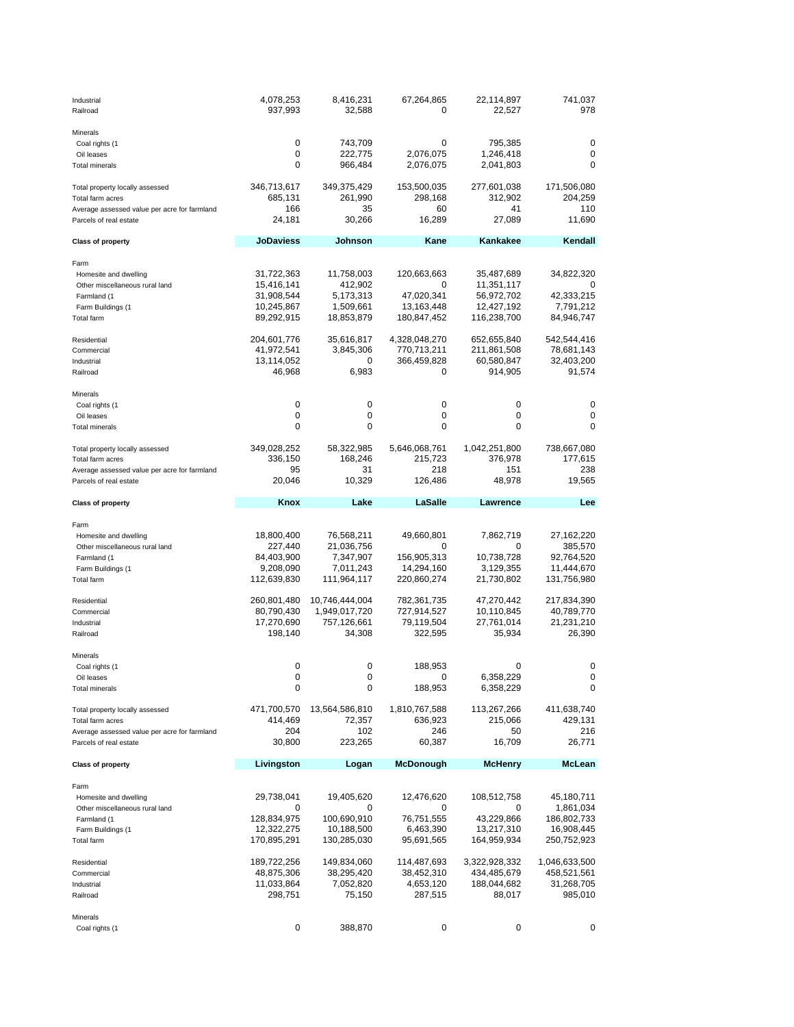| | | | | | |
|---|---|---|---|---|---|
| Industrial | 4,078,253 | 8,416,231 | 67,264,865 | 22,114,897 | 741,037 |
| Railroad | 937,993 | 32,588 | 0 | 22,527 | 978 |
| | | | | | |
| Minerals | | | | | |
| Coal rights (1 | 0 | 743,709 | 0 | 795,385 | 0 |
| Oil leases | 0 | 222,775 | 2,076,075 | 1,246,418 | 0 |
| Total minerals | 0 | 966,484 | 2,076,075 | 2,041,803 | 0 |
| | | | | | |
| Total property locally assessed | 346,713,617 | 349,375,429 | 153,500,035 | 277,601,038 | 171,506,080 |
| Total farm acres | 685,131 | 261,990 | 298,168 | 312,902 | 204,259 |
| Average assessed value per acre for farmland | 166 | 35 | 60 | 41 | 110 |
| Parcels of real estate | 24,181 | 30,266 | 16,289 | 27,089 | 11,690 |

| Class of property | JoDaviess | Johnson | Kane | Kankakee | Kendall |
|---|---|---|---|---|---|
| Farm | | | | | |
| Homesite and dwelling | 31,722,363 | 11,758,003 | 120,663,663 | 35,487,689 | 34,822,320 |
| Other miscellaneous rural land | 15,416,141 | 412,902 | 0 | 11,351,117 | 0 |
| Farmland (1 | 31,908,544 | 5,173,313 | 47,020,341 | 56,972,702 | 42,333,215 |
| Farm Buildings (1 | 10,245,867 | 1,509,661 | 13,163,448 | 12,427,192 | 7,791,212 |
| Total farm | 89,292,915 | 18,853,879 | 180,847,452 | 116,238,700 | 84,946,747 |
| | | | | | |
| Residential | 204,601,776 | 35,616,817 | 4,328,048,270 | 652,655,840 | 542,544,416 |
| Commercial | 41,972,541 | 3,845,306 | 770,713,211 | 211,861,508 | 78,681,143 |
| Industrial | 13,114,052 | 0 | 366,459,828 | 60,580,847 | 32,403,200 |
| Railroad | 46,968 | 6,983 | 0 | 914,905 | 91,574 |
| | | | | | |
| Minerals | | | | | |
| Coal rights (1 | 0 | 0 | 0 | 0 | 0 |
| Oil leases | 0 | 0 | 0 | 0 | 0 |
| Total minerals | 0 | 0 | 0 | 0 | 0 |
| | | | | | |
| Total property locally assessed | 349,028,252 | 58,322,985 | 5,646,068,761 | 1,042,251,800 | 738,667,080 |
| Total farm acres | 336,150 | 168,246 | 215,723 | 376,978 | 177,615 |
| Average assessed value per acre for farmland | 95 | 31 | 218 | 151 | 238 |
| Parcels of real estate | 20,046 | 10,329 | 126,486 | 48,978 | 19,565 |

| Class of property | Knox | Lake | LaSalle | Lawrence | Lee |
|---|---|---|---|---|---|
| Farm | | | | | |
| Homesite and dwelling | 18,800,400 | 76,568,211 | 49,660,801 | 7,862,719 | 27,162,220 |
| Other miscellaneous rural land | 227,440 | 21,036,756 | 0 | 0 | 385,570 |
| Farmland (1 | 84,403,900 | 7,347,907 | 156,905,313 | 10,738,728 | 92,764,520 |
| Farm Buildings (1 | 9,208,090 | 7,011,243 | 14,294,160 | 3,129,355 | 11,444,670 |
| Total farm | 112,639,830 | 111,964,117 | 220,860,274 | 21,730,802 | 131,756,980 |
| | | | | | |
| Residential | 260,801,480 | 10,746,444,004 | 782,361,735 | 47,270,442 | 217,834,390 |
| Commercial | 80,790,430 | 1,949,017,720 | 727,914,527 | 10,110,845 | 40,789,770 |
| Industrial | 17,270,690 | 757,126,661 | 79,119,504 | 27,761,014 | 21,231,210 |
| Railroad | 198,140 | 34,308 | 322,595 | 35,934 | 26,390 |
| | | | | | |
| Minerals | | | | | |
| Coal rights (1 | 0 | 0 | 188,953 | 0 | 0 |
| Oil leases | 0 | 0 | 0 | 6,358,229 | 0 |
| Total minerals | 0 | 0 | 188,953 | 6,358,229 | 0 |
| | | | | | |
| Total property locally assessed | 471,700,570 | 13,564,586,810 | 1,810,767,588 | 113,267,266 | 411,638,740 |
| Total farm acres | 414,469 | 72,357 | 636,923 | 215,066 | 429,131 |
| Average assessed value per acre for farmland | 204 | 102 | 246 | 50 | 216 |
| Parcels of real estate | 30,800 | 223,265 | 60,387 | 16,709 | 26,771 |

| Class of property | Livingston | Logan | McDonough | McHenry | McLean |
|---|---|---|---|---|---|
| Farm | | | | | |
| Homesite and dwelling | 29,738,041 | 19,405,620 | 12,476,620 | 108,512,758 | 45,180,711 |
| Other miscellaneous rural land | 0 | 0 | 0 | 0 | 1,861,034 |
| Farmland (1 | 128,834,975 | 100,690,910 | 76,751,555 | 43,229,866 | 186,802,733 |
| Farm Buildings (1 | 12,322,275 | 10,188,500 | 6,463,390 | 13,217,310 | 16,908,445 |
| Total farm | 170,895,291 | 130,285,030 | 95,691,565 | 164,959,934 | 250,752,923 |
| | | | | | |
| Residential | 189,722,256 | 149,834,060 | 114,487,693 | 3,322,928,332 | 1,046,633,500 |
| Commercial | 48,875,306 | 38,295,420 | 38,452,310 | 434,485,679 | 458,521,561 |
| Industrial | 11,033,864 | 7,052,820 | 4,653,120 | 188,044,682 | 31,268,705 |
| Railroad | 298,751 | 75,150 | 287,515 | 88,017 | 985,010 |
| | | | | | |
| Minerals | | | | | |
| Coal rights (1 | 0 | 388,870 | 0 | 0 | 0 |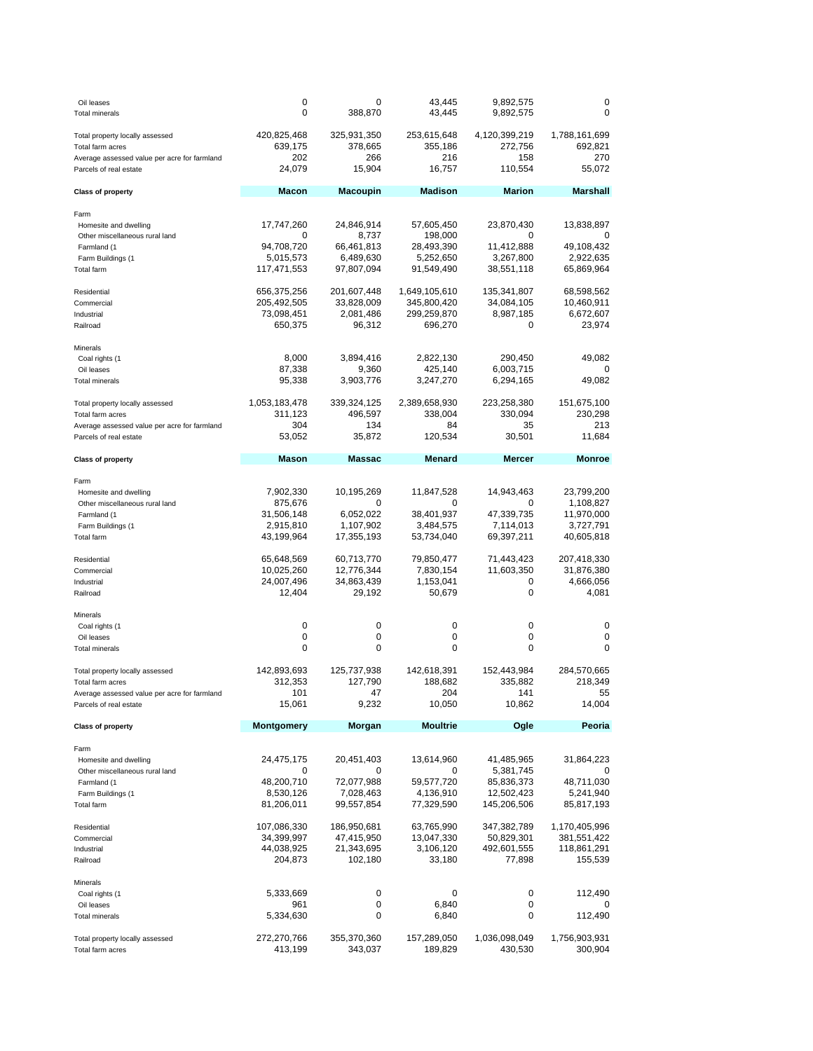| | | | | | |
|---|---|---|---|---|---|
| Oil leases | 0 | 0 | 43,445 | 9,892,575 | 0 |
| Total minerals | 0 | 388,870 | 43,445 | 9,892,575 | 0 |
| | | | | | |
| Total property locally assessed | 420,825,468 | 325,931,350 | 253,615,648 | 4,120,399,219 | 1,788,161,699 |
| Total farm acres | 639,175 | 378,665 | 355,186 | 272,756 | 692,821 |
| Average assessed value per acre for farmland | 202 | 266 | 216 | 158 | 270 |
| Parcels of real estate | 24,079 | 15,904 | 16,757 | 110,554 | 55,072 |

| **Class of property** | **Macon** | **Macoupin** | **Madison** | **Marion** | **Marshall** |
|---|---|---|---|---|---|
| Farm | | | | | |
| Homesite and dwelling | 17,747,260 | 24,846,914 | 57,605,450 | 23,870,430 | 13,838,897 |
| Other miscellaneous rural land | 0 | 8,737 | 198,000 | 0 | 0 |
| Farmland (1 | 94,708,720 | 66,461,813 | 28,493,390 | 11,412,888 | 49,108,432 |
| Farm Buildings (1 | 5,015,573 | 6,489,630 | 5,252,650 | 3,267,800 | 2,922,635 |
| Total farm | 117,471,553 | 97,807,094 | 91,549,490 | 38,551,118 | 65,869,964 |
| | | | | | |
| Residential | 656,375,256 | 201,607,448 | 1,649,105,610 | 135,341,807 | 68,598,562 |
| Commercial | 205,492,505 | 33,828,009 | 345,800,420 | 34,084,105 | 10,460,911 |
| Industrial | 73,098,451 | 2,081,486 | 299,259,870 | 8,987,185 | 6,672,607 |
| Railroad | 650,375 | 96,312 | 696,270 | 0 | 23,974 |
| | | | | | |
| Minerals | | | | | |
| Coal rights (1 | 8,000 | 3,894,416 | 2,822,130 | 290,450 | 49,082 |
| Oil leases | 87,338 | 9,360 | 425,140 | 6,003,715 | 0 |
| Total minerals | 95,338 | 3,903,776 | 3,247,270 | 6,294,165 | 49,082 |
| | | | | | |
| Total property locally assessed | 1,053,183,478 | 339,324,125 | 2,389,658,930 | 223,258,380 | 151,675,100 |
| Total farm acres | 311,123 | 496,597 | 338,004 | 330,094 | 230,298 |
| Average assessed value per acre for farmland | 304 | 134 | 84 | 35 | 213 |
| Parcels of real estate | 53,052 | 35,872 | 120,534 | 30,501 | 11,684 |

| **Class of property** | **Mason** | **Massac** | **Menard** | **Mercer** | **Monroe** |
|---|---|---|---|---|---|
| Farm | | | | | |
| Homesite and dwelling | 7,902,330 | 10,195,269 | 11,847,528 | 14,943,463 | 23,799,200 |
| Other miscellaneous rural land | 875,676 | 0 | 0 | 0 | 1,108,827 |
| Farmland (1 | 31,506,148 | 6,052,022 | 38,401,937 | 47,339,735 | 11,970,000 |
| Farm Buildings (1 | 2,915,810 | 1,107,902 | 3,484,575 | 7,114,013 | 3,727,791 |
| Total farm | 43,199,964 | 17,355,193 | 53,734,040 | 69,397,211 | 40,605,818 |
| | | | | | |
| Residential | 65,648,569 | 60,713,770 | 79,850,477 | 71,443,423 | 207,418,330 |
| Commercial | 10,025,260 | 12,776,344 | 7,830,154 | 11,603,350 | 31,876,380 |
| Industrial | 24,007,496 | 34,863,439 | 1,153,041 | 0 | 4,666,056 |
| Railroad | 12,404 | 29,192 | 50,679 | 0 | 4,081 |
| | | | | | |
| Minerals | | | | | |
| Coal rights (1 | 0 | 0 | 0 | 0 | 0 |
| Oil leases | 0 | 0 | 0 | 0 | 0 |
| Total minerals | 0 | 0 | 0 | 0 | 0 |
| | | | | | |
| Total property locally assessed | 142,893,693 | 125,737,938 | 142,618,391 | 152,443,984 | 284,570,665 |
| Total farm acres | 312,353 | 127,790 | 188,682 | 335,882 | 218,349 |
| Average assessed value per acre for farmland | 101 | 47 | 204 | 141 | 55 |
| Parcels of real estate | 15,061 | 9,232 | 10,050 | 10,862 | 14,004 |

| **Class of property** | **Montgomery** | **Morgan** | **Moultrie** | **Ogle** | **Peoria** |
|---|---|---|---|---|---|
| Farm | | | | | |
| Homesite and dwelling | 24,475,175 | 20,451,403 | 13,614,960 | 41,485,965 | 31,864,223 |
| Other miscellaneous rural land | 0 | 0 | 0 | 5,381,745 | 0 |
| Farmland (1 | 48,200,710 | 72,077,988 | 59,577,720 | 85,836,373 | 48,711,030 |
| Farm Buildings (1 | 8,530,126 | 7,028,463 | 4,136,910 | 12,502,423 | 5,241,940 |
| Total farm | 81,206,011 | 99,557,854 | 77,329,590 | 145,206,506 | 85,817,193 |
| | | | | | |
| Residential | 107,086,330 | 186,950,681 | 63,765,990 | 347,382,789 | 1,170,405,996 |
| Commercial | 34,399,997 | 47,415,950 | 13,047,330 | 50,829,301 | 381,551,422 |
| Industrial | 44,038,925 | 21,343,695 | 3,106,120 | 492,601,555 | 118,861,291 |
| Railroad | 204,873 | 102,180 | 33,180 | 77,898 | 155,539 |
| | | | | | |
| Minerals | | | | | |
| Coal rights (1 | 5,333,669 | 0 | 0 | 0 | 112,490 |
| Oil leases | 961 | 0 | 6,840 | 0 | 0 |
| Total minerals | 5,334,630 | 0 | 6,840 | 0 | 112,490 |
| | | | | | |
| Total property locally assessed | 272,270,766 | 355,370,360 | 157,289,050 | 1,036,098,049 | 1,756,903,931 |
| Total farm acres | 413,199 | 343,037 | 189,829 | 430,530 | 300,904 |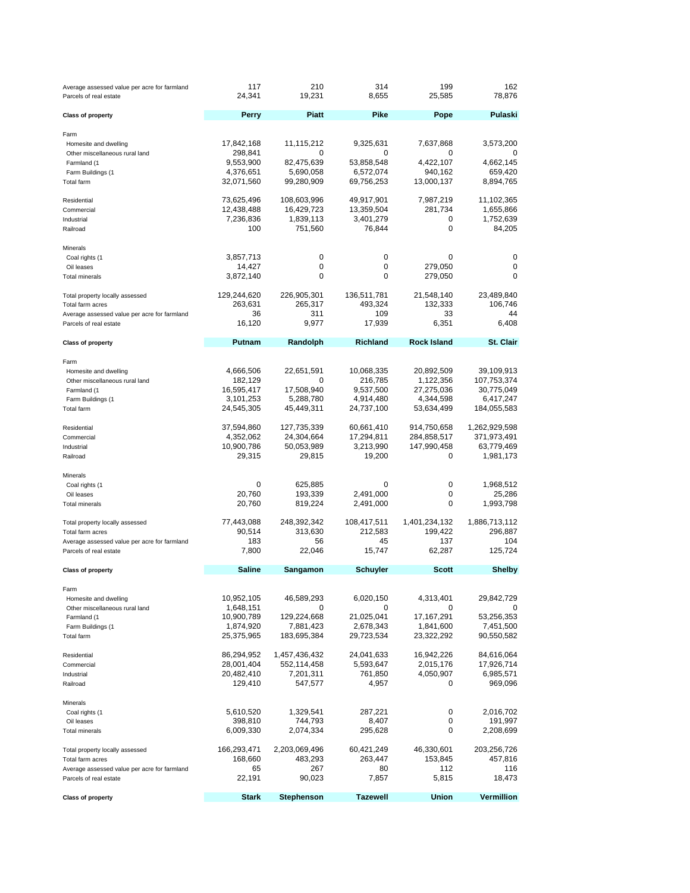| | | | | | |
|---|---|---|---|---|---|
| Average assessed value per acre for farmland | 117 | 210 | 314 | 199 | 162 |
| Parcels of real estate | 24,341 | 19,231 | 8,655 | 25,585 | 78,876 |

| Class of property | Perry | Piatt | Pike | Pope | Pulaski |
|---|---|---|---|---|---|
| Farm | | | | | |
| Homesite and dwelling | 17,842,168 | 11,115,212 | 9,325,631 | 7,637,868 | 3,573,200 |
| Other miscellaneous rural land | 298,841 | 0 | 0 | 0 | 0 |
| Farmland (1 | 9,553,900 | 82,475,639 | 53,858,548 | 4,422,107 | 4,662,145 |
| Farm Buildings (1 | 4,376,651 | 5,690,058 | 6,572,074 | 940,162 | 659,420 |
| Total farm | 32,071,560 | 99,280,909 | 69,756,253 | 13,000,137 | 8,894,765 |
| Residential | 73,625,496 | 108,603,996 | 49,917,901 | 7,987,219 | 11,102,365 |
| Commercial | 12,438,488 | 16,429,723 | 13,359,504 | 281,734 | 1,655,866 |
| Industrial | 7,236,836 | 1,839,113 | 3,401,279 | 0 | 1,752,639 |
| Railroad | 100 | 751,560 | 76,844 | 0 | 84,205 |
| Minerals | | | | | |
| Coal rights (1 | 3,857,713 | 0 | 0 | 0 | 0 |
| Oil leases | 14,427 | 0 | 0 | 279,050 | 0 |
| Total minerals | 3,872,140 | 0 | 0 | 279,050 | 0 |
| Total property locally assessed | 129,244,620 | 226,905,301 | 136,511,781 | 21,548,140 | 23,489,840 |
| Total farm acres | 263,631 | 265,317 | 493,324 | 132,333 | 106,746 |
| Average assessed value per acre for farmland | 36 | 311 | 109 | 33 | 44 |
| Parcels of real estate | 16,120 | 9,977 | 17,939 | 6,351 | 6,408 |

| Class of property | Putnam | Randolph | Richland | Rock Island | St. Clair |
|---|---|---|---|---|---|
| Farm | | | | | |
| Homesite and dwelling | 4,666,506 | 22,651,591 | 10,068,335 | 20,892,509 | 39,109,913 |
| Other miscellaneous rural land | 182,129 | 0 | 216,785 | 1,122,356 | 107,753,374 |
| Farmland (1 | 16,595,417 | 17,508,940 | 9,537,500 | 27,275,036 | 30,775,049 |
| Farm Buildings (1 | 3,101,253 | 5,288,780 | 4,914,480 | 4,344,598 | 6,417,247 |
| Total farm | 24,545,305 | 45,449,311 | 24,737,100 | 53,634,499 | 184,055,583 |
| Residential | 37,594,860 | 127,735,339 | 60,661,410 | 914,750,658 | 1,262,929,598 |
| Commercial | 4,352,062 | 24,304,664 | 17,294,811 | 284,858,517 | 371,973,491 |
| Industrial | 10,900,786 | 50,053,989 | 3,213,990 | 147,990,458 | 63,779,469 |
| Railroad | 29,315 | 29,815 | 19,200 | 0 | 1,981,173 |
| Minerals | | | | | |
| Coal rights (1 | 0 | 625,885 | 0 | 0 | 1,968,512 |
| Oil leases | 20,760 | 193,339 | 2,491,000 | 0 | 25,286 |
| Total minerals | 20,760 | 819,224 | 2,491,000 | 0 | 1,993,798 |
| Total property locally assessed | 77,443,088 | 248,392,342 | 108,417,511 | 1,401,234,132 | 1,886,713,112 |
| Total farm acres | 90,514 | 313,630 | 212,583 | 199,422 | 296,887 |
| Average assessed value per acre for farmland | 183 | 56 | 45 | 137 | 104 |
| Parcels of real estate | 7,800 | 22,046 | 15,747 | 62,287 | 125,724 |

| Class of property | Saline | Sangamon | Schuyler | Scott | Shelby |
|---|---|---|---|---|---|
| Farm | | | | | |
| Homesite and dwelling | 10,952,105 | 46,589,293 | 6,020,150 | 4,313,401 | 29,842,729 |
| Other miscellaneous rural land | 1,648,151 | 0 | 0 | 0 | 0 |
| Farmland (1 | 10,900,789 | 129,224,668 | 21,025,041 | 17,167,291 | 53,256,353 |
| Farm Buildings (1 | 1,874,920 | 7,881,423 | 2,678,343 | 1,841,600 | 7,451,500 |
| Total farm | 25,375,965 | 183,695,384 | 29,723,534 | 23,322,292 | 90,550,582 |
| Residential | 86,294,952 | 1,457,436,432 | 24,041,633 | 16,942,226 | 84,616,064 |
| Commercial | 28,001,404 | 552,114,458 | 5,593,647 | 2,015,176 | 17,926,714 |
| Industrial | 20,482,410 | 7,201,311 | 761,850 | 4,050,907 | 6,985,571 |
| Railroad | 129,410 | 547,577 | 4,957 | 0 | 969,096 |
| Minerals | | | | | |
| Coal rights (1 | 5,610,520 | 1,329,541 | 287,221 | 0 | 2,016,702 |
| Oil leases | 398,810 | 744,793 | 8,407 | 0 | 191,997 |
| Total minerals | 6,009,330 | 2,074,334 | 295,628 | 0 | 2,208,699 |
| Total property locally assessed | 166,293,471 | 2,203,069,496 | 60,421,249 | 46,330,601 | 203,256,726 |
| Total farm acres | 168,660 | 483,293 | 263,447 | 153,845 | 457,816 |
| Average assessed value per acre for farmland | 65 | 267 | 80 | 112 | 116 |
| Parcels of real estate | 22,191 | 90,023 | 7,857 | 5,815 | 18,473 |

| Class of property | Stark | Stephenson | Tazewell | Union | Vermillion |
|---|---|---|---|---|---|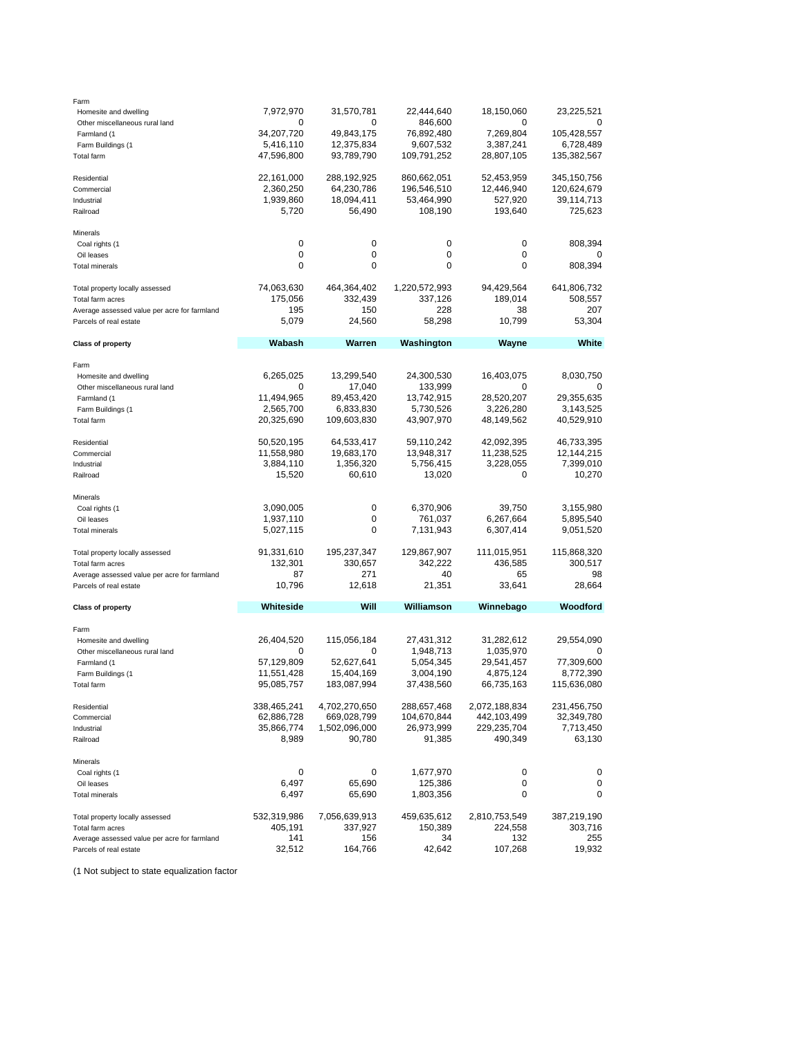| Class of property | | | | | |
|---|---|---|---|---|---|
| Farm | | | | | |
| Homesite and dwelling | 7,972,970 | 31,570,781 | 22,444,640 | 18,150,060 | 23,225,521 |
| Other miscellaneous rural land | 0 | 0 | 846,600 | 0 | 0 |
| Farmland (1 | 34,207,720 | 49,843,175 | 76,892,480 | 7,269,804 | 105,428,557 |
| Farm Buildings (1 | 5,416,110 | 12,375,834 | 9,607,532 | 3,387,241 | 6,728,489 |
| Total farm | 47,596,800 | 93,789,790 | 109,791,252 | 28,807,105 | 135,382,567 |
| Residential | 22,161,000 | 288,192,925 | 860,662,051 | 52,453,959 | 345,150,756 |
| Commercial | 2,360,250 | 64,230,786 | 196,546,510 | 12,446,940 | 120,624,679 |
| Industrial | 1,939,860 | 18,094,411 | 53,464,990 | 527,920 | 39,114,713 |
| Railroad | 5,720 | 56,490 | 108,190 | 193,640 | 725,623 |
| Minerals | | | | | |
| Coal rights (1 | 0 | 0 | 0 | 0 | 808,394 |
| Oil leases | 0 | 0 | 0 | 0 | 0 |
| Total minerals | 0 | 0 | 0 | 0 | 808,394 |
| Total property locally assessed | 74,063,630 | 464,364,402 | 1,220,572,993 | 94,429,564 | 641,806,732 |
| Total farm acres | 175,056 | 332,439 | 337,126 | 189,014 | 508,557 |
| Average assessed value per acre for farmland | 195 | 150 | 228 | 38 | 207 |
| Parcels of real estate | 5,079 | 24,560 | 58,298 | 10,799 | 53,304 |

| Class of property | Wabash | Warren | Washington | Wayne | White |
|---|---|---|---|---|---|
| Farm | | | | | |
| Homesite and dwelling | 6,265,025 | 13,299,540 | 24,300,530 | 16,403,075 | 8,030,750 |
| Other miscellaneous rural land | 0 | 17,040 | 133,999 | 0 | 0 |
| Farmland (1 | 11,494,965 | 89,453,420 | 13,742,915 | 28,520,207 | 29,355,635 |
| Farm Buildings (1 | 2,565,700 | 6,833,830 | 5,730,526 | 3,226,280 | 3,143,525 |
| Total farm | 20,325,690 | 109,603,830 | 43,907,970 | 48,149,562 | 40,529,910 |
| Residential | 50,520,195 | 64,533,417 | 59,110,242 | 42,092,395 | 46,733,395 |
| Commercial | 11,558,980 | 19,683,170 | 13,948,317 | 11,238,525 | 12,144,215 |
| Industrial | 3,884,110 | 1,356,320 | 5,756,415 | 3,228,055 | 7,399,010 |
| Railroad | 15,520 | 60,610 | 13,020 | 0 | 10,270 |
| Minerals | | | | | |
| Coal rights (1 | 3,090,005 | 0 | 6,370,906 | 39,750 | 3,155,980 |
| Oil leases | 1,937,110 | 0 | 761,037 | 6,267,664 | 5,895,540 |
| Total minerals | 5,027,115 | 0 | 7,131,943 | 6,307,414 | 9,051,520 |
| Total property locally assessed | 91,331,610 | 195,237,347 | 129,867,907 | 111,015,951 | 115,868,320 |
| Total farm acres | 132,301 | 330,657 | 342,222 | 436,585 | 300,517 |
| Average assessed value per acre for farmland | 87 | 271 | 40 | 65 | 98 |
| Parcels of real estate | 10,796 | 12,618 | 21,351 | 33,641 | 28,664 |

| Class of property | Whiteside | Will | Williamson | Winnebago | Woodford |
|---|---|---|---|---|---|
| Farm | | | | | |
| Homesite and dwelling | 26,404,520 | 115,056,184 | 27,431,312 | 31,282,612 | 29,554,090 |
| Other miscellaneous rural land | 0 | 0 | 1,948,713 | 1,035,970 | 0 |
| Farmland (1 | 57,129,809 | 52,627,641 | 5,054,345 | 29,541,457 | 77,309,600 |
| Farm Buildings (1 | 11,551,428 | 15,404,169 | 3,004,190 | 4,875,124 | 8,772,390 |
| Total farm | 95,085,757 | 183,087,994 | 37,438,560 | 66,735,163 | 115,636,080 |
| Residential | 338,465,241 | 4,702,270,650 | 288,657,468 | 2,072,188,834 | 231,456,750 |
| Commercial | 62,886,728 | 669,028,799 | 104,670,844 | 442,103,499 | 32,349,780 |
| Industrial | 35,866,774 | 1,502,096,000 | 26,973,999 | 229,235,704 | 7,713,450 |
| Railroad | 8,989 | 90,780 | 91,385 | 490,349 | 63,130 |
| Minerals | | | | | |
| Coal rights (1 | 0 | 0 | 1,677,970 | 0 | 0 |
| Oil leases | 6,497 | 65,690 | 125,386 | 0 | 0 |
| Total minerals | 6,497 | 65,690 | 1,803,356 | 0 | 0 |
| Total property locally assessed | 532,319,986 | 7,056,639,913 | 459,635,612 | 2,810,753,549 | 387,219,190 |
| Total farm acres | 405,191 | 337,927 | 150,389 | 224,558 | 303,716 |
| Average assessed value per acre for farmland | 141 | 156 | 34 | 132 | 255 |
| Parcels of real estate | 32,512 | 164,766 | 42,642 | 107,268 | 19,932 |

(1 Not subject to state equalization factor